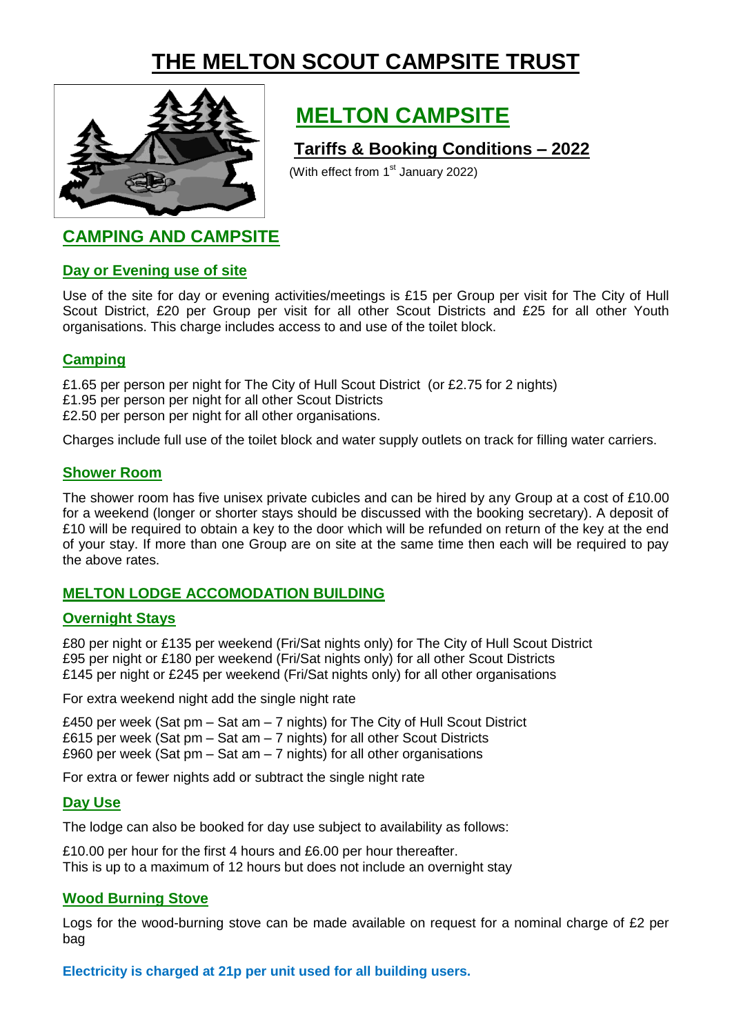# THE MELTON SCOUT CAMPSITE TRUST

## MELTON CAMPSITE

### Tariffs & Booking Conditions – 2022

(With effect from 1st January 2022)

## CAMPING AND CAMPSITE

### Day or Evening use of site

Use of the site for day or evening activities/meetings is £15 per Group per visit for The City of Hull Scout District, £20 per Group per visit for all other Scout Districts and £25 for all other Youth organisations. This charge includes access to and use of the toilet block.

### Camping

£1.65 per person per night for The City of Hull Scout District (or £2.75 for 2 nights)
£1.95 per person per night for all other Scout Districts
£2.50 per person per night for all other organisations.

Charges include full use of the toilet block and water supply outlets on track for filling water carriers.

### Shower Room

The shower room has five unisex private cubicles and can be hired by any Group at a cost of £10.00 for a weekend (longer or shorter stays should be discussed with the booking secretary). A deposit of £10 will be required to obtain a key to the door which will be refunded on return of the key at the end of your stay. If more than one Group are on site at the same time then each will be required to pay the above rates.

## MELTON LODGE ACCOMODATION BUILDING

### Overnight Stays

£80 per night or £135 per weekend (Fri/Sat nights only) for The City of Hull Scout District
£95 per night or £180 per weekend (Fri/Sat nights only) for all other Scout Districts
£145 per night or £245 per weekend (Fri/Sat nights only) for all other organisations

For extra weekend night add the single night rate

£450 per week (Sat pm – Sat am – 7 nights) for The City of Hull Scout District
£615 per week (Sat pm – Sat am – 7 nights) for all other Scout Districts
£960 per week (Sat pm – Sat am – 7 nights) for all other organisations

For extra or fewer nights add or subtract the single night rate

### Day Use

The lodge can also be booked for day use subject to availability as follows:

£10.00 per hour for the first 4 hours and £6.00 per hour thereafter.
This is up to a maximum of 12 hours but does not include an overnight stay

### Wood Burning Stove

Logs for the wood-burning stove can be made available on request for a nominal charge of £2 per bag

**Electricity is charged at 21p per unit used for all building users.**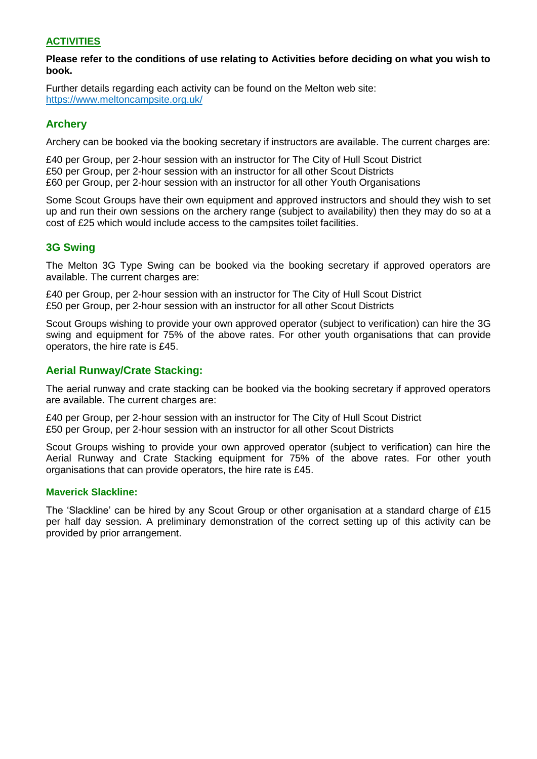## ACTIVITIES

**Please refer to the conditions of use relating to Activities before deciding on what you wish to book.**

Further details regarding each activity can be found on the Melton web site: https://www.meltoncampsite.org.uk/

### Archery

Archery can be booked via the booking secretary if instructors are available. The current charges are:

£40 per Group, per 2-hour session with an instructor for The City of Hull Scout District
£50 per Group, per 2-hour session with an instructor for all other Scout Districts
£60 per Group, per 2-hour session with an instructor for all other Youth Organisations

Some Scout Groups have their own equipment and approved instructors and should they wish to set up and run their own sessions on the archery range (subject to availability) then they may do so at a cost of £25 which would include access to the campsites toilet facilities.

### 3G Swing

The Melton 3G Type Swing can be booked via the booking secretary if approved operators are available. The current charges are:

£40 per Group, per 2-hour session with an instructor for The City of Hull Scout District
£50 per Group, per 2-hour session with an instructor for all other Scout Districts

Scout Groups wishing to provide your own approved operator (subject to verification) can hire the 3G swing and equipment for 75% of the above rates. For other youth organisations that can provide operators, the hire rate is £45.

### Aerial Runway/Crate Stacking:

The aerial runway and crate stacking can be booked via the booking secretary if approved operators are available. The current charges are:

£40 per Group, per 2-hour session with an instructor for The City of Hull Scout District
£50 per Group, per 2-hour session with an instructor for all other Scout Districts

Scout Groups wishing to provide your own approved operator (subject to verification) can hire the Aerial Runway and Crate Stacking equipment for 75% of the above rates. For other youth organisations that can provide operators, the hire rate is £45.

#### Maverick Slackline:

The 'Slackline' can be hired by any Scout Group or other organisation at a standard charge of £15 per half day session. A preliminary demonstration of the correct setting up of this activity can be provided by prior arrangement.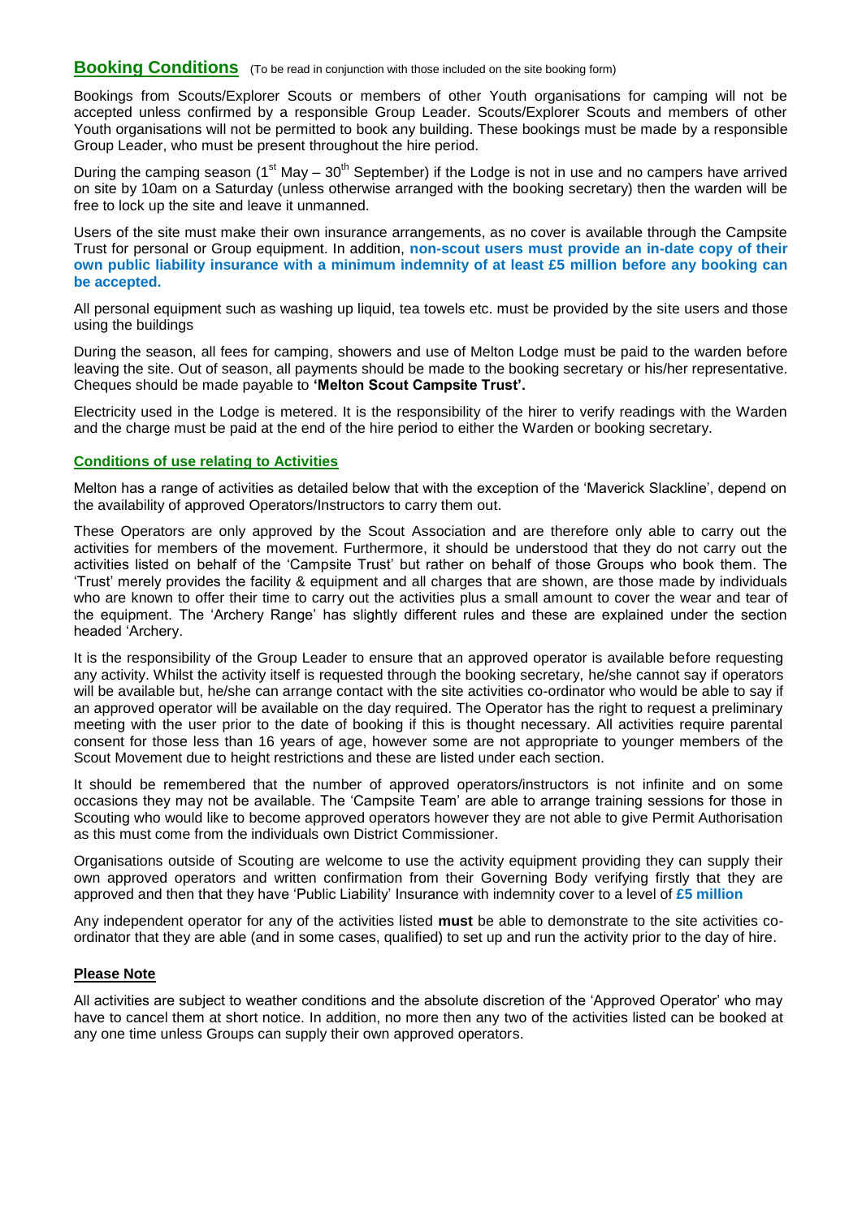## Booking Conditions (To be read in conjunction with those included on the site booking form)

Bookings from Scouts/Explorer Scouts or members of other Youth organisations for camping will not be accepted unless confirmed by a responsible Group Leader. Scouts/Explorer Scouts and members of other Youth organisations will not be permitted to book any building. These bookings must be made by a responsible Group Leader, who must be present throughout the hire period.

During the camping season (1st May – 30th September) if the Lodge is not in use and no campers have arrived on site by 10am on a Saturday (unless otherwise arranged with the booking secretary) then the warden will be free to lock up the site and leave it unmanned.

Users of the site must make their own insurance arrangements, as no cover is available through the Campsite Trust for personal or Group equipment. In addition, **non-scout users must provide an in-date copy of their own public liability insurance with a minimum indemnity of at least £5 million before any booking can be accepted.**

All personal equipment such as washing up liquid, tea towels etc. must be provided by the site users and those using the buildings

During the season, all fees for camping, showers and use of Melton Lodge must be paid to the warden before leaving the site. Out of season, all payments should be made to the booking secretary or his/her representative. Cheques should be made payable to **'Melton Scout Campsite Trust'.**

Electricity used in the Lodge is metered. It is the responsibility of the hirer to verify readings with the Warden and the charge must be paid at the end of the hire period to either the Warden or booking secretary.

### Conditions of use relating to Activities

Melton has a range of activities as detailed below that with the exception of the 'Maverick Slackline', depend on the availability of approved Operators/Instructors to carry them out.

These Operators are only approved by the Scout Association and are therefore only able to carry out the activities for members of the movement. Furthermore, it should be understood that they do not carry out the activities listed on behalf of the 'Campsite Trust' but rather on behalf of those Groups who book them. The 'Trust' merely provides the facility & equipment and all charges that are shown, are those made by individuals who are known to offer their time to carry out the activities plus a small amount to cover the wear and tear of the equipment. The 'Archery Range' has slightly different rules and these are explained under the section headed 'Archery.

It is the responsibility of the Group Leader to ensure that an approved operator is available before requesting any activity. Whilst the activity itself is requested through the booking secretary, he/she cannot say if operators will be available but, he/she can arrange contact with the site activities co-ordinator who would be able to say if an approved operator will be available on the day required. The Operator has the right to request a preliminary meeting with the user prior to the date of booking if this is thought necessary. All activities require parental consent for those less than 16 years of age, however some are not appropriate to younger members of the Scout Movement due to height restrictions and these are listed under each section.

It should be remembered that the number of approved operators/instructors is not infinite and on some occasions they may not be available. The 'Campsite Team' are able to arrange training sessions for those in Scouting who would like to become approved operators however they are not able to give Permit Authorisation as this must come from the individuals own District Commissioner.

Organisations outside of Scouting are welcome to use the activity equipment providing they can supply their own approved operators and written confirmation from their Governing Body verifying firstly that they are approved and then that they have 'Public Liability' Insurance with indemnity cover to a level of **£5 million**

Any independent operator for any of the activities listed **must** be able to demonstrate to the site activities co-ordinator that they are able (and in some cases, qualified) to set up and run the activity prior to the day of hire.

### Please Note

All activities are subject to weather conditions and the absolute discretion of the 'Approved Operator' who may have to cancel them at short notice. In addition, no more then any two of the activities listed can be booked at any one time unless Groups can supply their own approved operators.